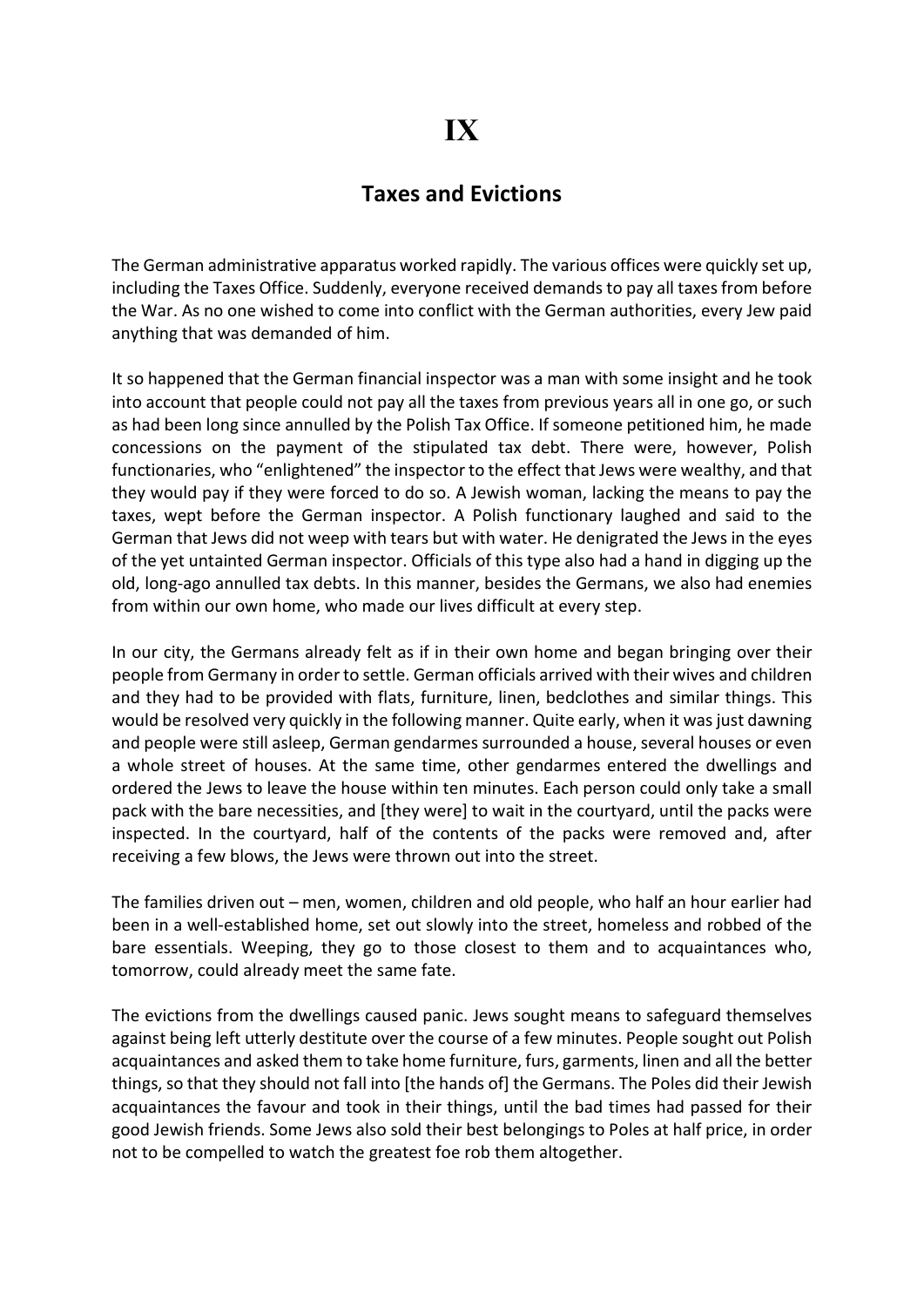# IX

## Taxes and Evictions

The German administrative apparatus worked rapidly. The various offices were quickly set up, including the Taxes Office. Suddenly, everyone received demands to pay all taxes from before the War. As no one wished to come into conflict with the German authorities, every Jew paid anything that was demanded of him.

It so happened that the German financial inspector was a man with some insight and he took into account that people could not pay all the taxes from previous years all in one go, or such as had been long since annulled by the Polish Tax Office. If someone petitioned him, he made concessions on the payment of the stipulated tax debt. There were, however, Polish functionaries, who "enlightened" the inspector to the effect that Jews were wealthy, and that they would pay if they were forced to do so. A Jewish woman, lacking the means to pay the taxes, wept before the German inspector. A Polish functionary laughed and said to the German that Jews did not weep with tears but with water. He denigrated the Jews in the eyes of the yet untainted German inspector. Officials of this type also had a hand in digging up the old, long-ago annulled tax debts. In this manner, besides the Germans, we also had enemies from within our own home, who made our lives difficult at every step.

In our city, the Germans already felt as if in their own home and began bringing over their people from Germany in order to settle. German officials arrived with their wives and children and they had to be provided with flats, furniture, linen, bedclothes and similar things. This would be resolved very quickly in the following manner. Quite early, when it was just dawning and people were still asleep, German gendarmes surrounded a house, several houses or even a whole street of houses. At the same time, other gendarmes entered the dwellings and ordered the Jews to leave the house within ten minutes. Each person could only take a small pack with the bare necessities, and [they were] to wait in the courtyard, until the packs were inspected. In the courtyard, half of the contents of the packs were removed and, after receiving a few blows, the Jews were thrown out into the street.

The families driven out – men, women, children and old people, who half an hour earlier had been in a well-established home, set out slowly into the street, homeless and robbed of the bare essentials. Weeping, they go to those closest to them and to acquaintances who, tomorrow, could already meet the same fate.

The evictions from the dwellings caused panic. Jews sought means to safeguard themselves against being left utterly destitute over the course of a few minutes. People sought out Polish acquaintances and asked them to take home furniture, furs, garments, linen and all the better things, so that they should not fall into [the hands of] the Germans. The Poles did their Jewish acquaintances the favour and took in their things, until the bad times had passed for their good Jewish friends. Some Jews also sold their best belongings to Poles at half price, in order not to be compelled to watch the greatest foe rob them altogether.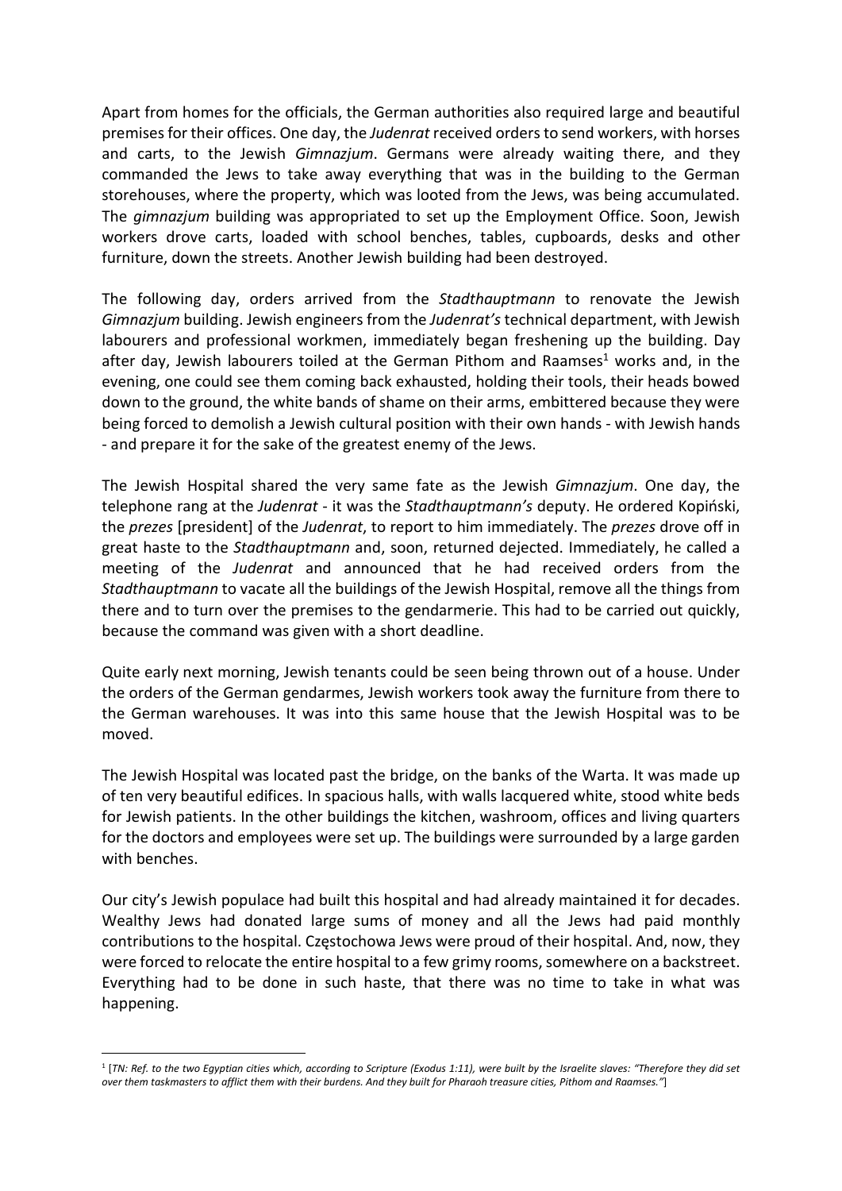Apart from homes for the officials, the German authorities also required large and beautiful premises for their offices. One day, the *Judenrat* received orders to send workers, with horses and carts, to the Jewish *Gimnazjum*. Germans were already waiting there, and they commanded the Jews to take away everything that was in the building to the German storehouses, where the property, which was looted from the Jews, was being accumulated. The *gimnazjum* building was appropriated to set up the Employment Office. Soon, Jewish workers drove carts, loaded with school benches, tables, cupboards, desks and other furniture, down the streets. Another Jewish building had been destroyed.

The following day, orders arrived from the *Stadthauptmann* to renovate the Jewish *Gimnazjum* building. Jewish engineers from the *Judenrat's* technical department, with Jewish labourers and professional workmen, immediately began freshening up the building. Day after day, Jewish labourers toiled at the German Pithom and Raamses[1] works and, in the evening, one could see them coming back exhausted, holding their tools, their heads bowed down to the ground, the white bands of shame on their arms, embittered because they were being forced to demolish a Jewish cultural position with their own hands - with Jewish hands - and prepare it for the sake of the greatest enemy of the Jews.

The Jewish Hospital shared the very same fate as the Jewish *Gimnazjum*. One day, the telephone rang at the *Judenrat* - it was the *Stadthauptmann's* deputy. He ordered Kopiński, the *prezes* [president] of the *Judenrat*, to report to him immediately. The *prezes* drove off in great haste to the *Stadthauptmann* and, soon, returned dejected. Immediately, he called a meeting of the *Judenrat* and announced that he had received orders from the *Stadthauptmann* to vacate all the buildings of the Jewish Hospital, remove all the things from there and to turn over the premises to the gendarmerie. This had to be carried out quickly, because the command was given with a short deadline.

Quite early next morning, Jewish tenants could be seen being thrown out of a house. Under the orders of the German gendarmes, Jewish workers took away the furniture from there to the German warehouses. It was into this same house that the Jewish Hospital was to be moved.

The Jewish Hospital was located past the bridge, on the banks of the Warta. It was made up of ten very beautiful edifices. In spacious halls, with walls lacquered white, stood white beds for Jewish patients. In the other buildings the kitchen, washroom, offices and living quarters for the doctors and employees were set up. The buildings were surrounded by a large garden with benches.

Our city's Jewish populace had built this hospital and had already maintained it for decades. Wealthy Jews had donated large sums of money and all the Jews had paid monthly contributions to the hospital. Częstochowa Jews were proud of their hospital. And, now, they were forced to relocate the entire hospital to a few grimy rooms, somewhere on a backstreet. Everything had to be done in such haste, that there was no time to take in what was happening.

---

[1] [*TN: Ref. to the two Egyptian cities which, according to Scripture (Exodus 1:11), were built by the Israelite slaves: "Therefore they did set over them taskmasters to afflict them with their burdens. And they built for Pharaoh treasure cities, Pithom and Raamses."*]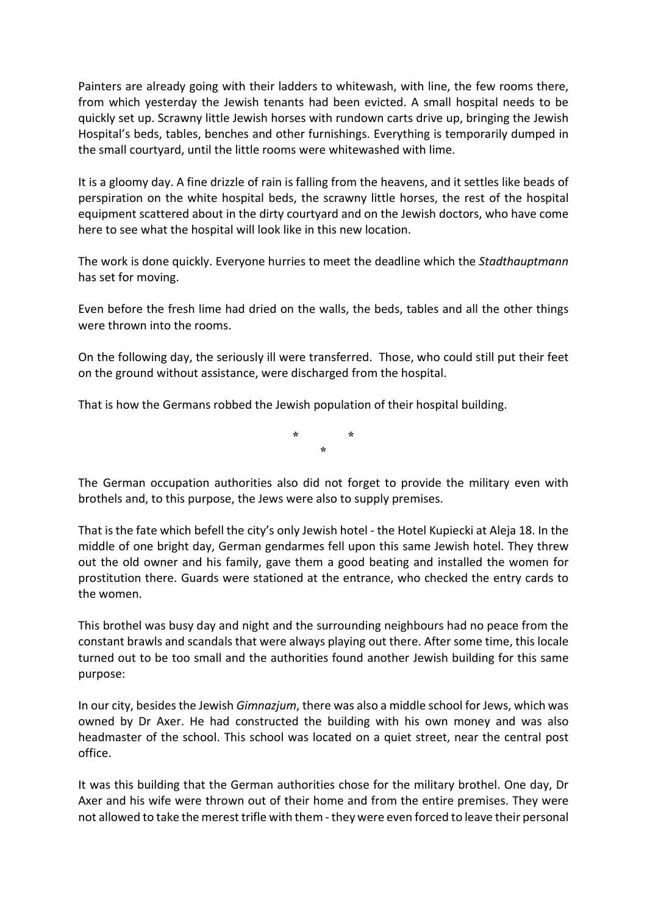Painters are already going with their ladders to whitewash, with line, the few rooms there, from which yesterday the Jewish tenants had been evicted. A small hospital needs to be quickly set up. Scrawny little Jewish horses with rundown carts drive up, bringing the Jewish Hospital's beds, tables, benches and other furnishings. Everything is temporarily dumped in the small courtyard, until the little rooms were whitewashed with lime.

It is a gloomy day. A fine drizzle of rain is falling from the heavens, and it settles like beads of perspiration on the white hospital beds, the scrawny little horses, the rest of the hospital equipment scattered about in the dirty courtyard and on the Jewish doctors, who have come here to see what the hospital will look like in this new location.

The work is done quickly. Everyone hurries to meet the deadline which the *Stadthauptmann* has set for moving.

Even before the fresh lime had dried on the walls, the beds, tables and all the other things were thrown into the rooms.

On the following day, the seriously ill were transferred. Those, who could still put their feet on the ground without assistance, were discharged from the hospital.

That is how the Germans robbed the Jewish population of their hospital building.

\* \* \*

The German occupation authorities also did not forget to provide the military even with brothels and, to this purpose, the Jews were also to supply premises.

That is the fate which befell the city's only Jewish hotel - the Hotel Kupiecki at Aleja 18. In the middle of one bright day, German gendarmes fell upon this same Jewish hotel. They threw out the old owner and his family, gave them a good beating and installed the women for prostitution there. Guards were stationed at the entrance, who checked the entry cards to the women.

This brothel was busy day and night and the surrounding neighbours had no peace from the constant brawls and scandals that were always playing out there. After some time, this locale turned out to be too small and the authorities found another Jewish building for this same purpose:

In our city, besides the Jewish *Gimnazjum*, there was also a middle school for Jews, which was owned by Dr Axer. He had constructed the building with his own money and was also headmaster of the school. This school was located on a quiet street, near the central post office.

It was this building that the German authorities chose for the military brothel. One day, Dr Axer and his wife were thrown out of their home and from the entire premises. They were not allowed to take the merest trifle with them - they were even forced to leave their personal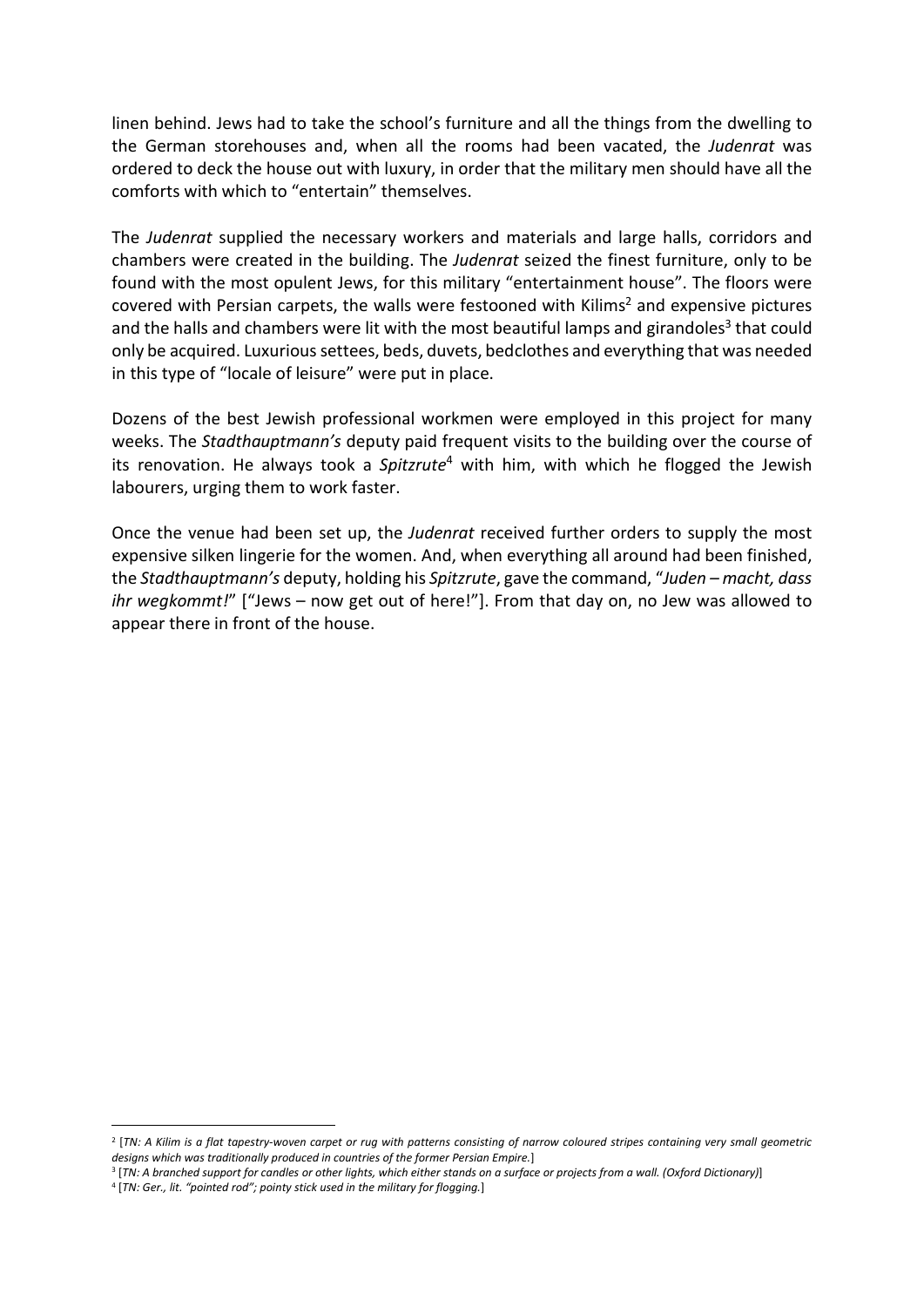linen behind. Jews had to take the school's furniture and all the things from the dwelling to the German storehouses and, when all the rooms had been vacated, the *Judenrat* was ordered to deck the house out with luxury, in order that the military men should have all the comforts with which to "entertain" themselves.

The *Judenrat* supplied the necessary workers and materials and large halls, corridors and chambers were created in the building. The *Judenrat* seized the finest furniture, only to be found with the most opulent Jews, for this military "entertainment house". The floors were covered with Persian carpets, the walls were festooned with Kilims[2] and expensive pictures and the halls and chambers were lit with the most beautiful lamps and girandoles[3] that could only be acquired. Luxurious settees, beds, duvets, bedclothes and everything that was needed in this type of "locale of leisure" were put in place.

Dozens of the best Jewish professional workmen were employed in this project for many weeks. The *Stadthauptmann's* deputy paid frequent visits to the building over the course of its renovation. He always took a *Spitzrute*[4] with him, with which he flogged the Jewish labourers, urging them to work faster.

Once the venue had been set up, the *Judenrat* received further orders to supply the most expensive silken lingerie for the women. And, when everything all around had been finished, the *Stadthauptmann's* deputy, holding his *Spitzrute*, gave the command, "*Juden – macht, dass ihr wegkommt!*" ["Jews – now get out of here!"]. From that day on, no Jew was allowed to appear there in front of the house.

---

[2] [*TN: A Kilim is a flat tapestry-woven carpet or rug with patterns consisting of narrow coloured stripes containing very small geometric designs which was traditionally produced in countries of the former Persian Empire.*]

[3] [*TN: A branched support for candles or other lights, which either stands on a surface or projects from a wall. (Oxford Dictionary)*]

[4] [*TN: Ger., lit. "pointed rod"; pointy stick used in the military for flogging.*]